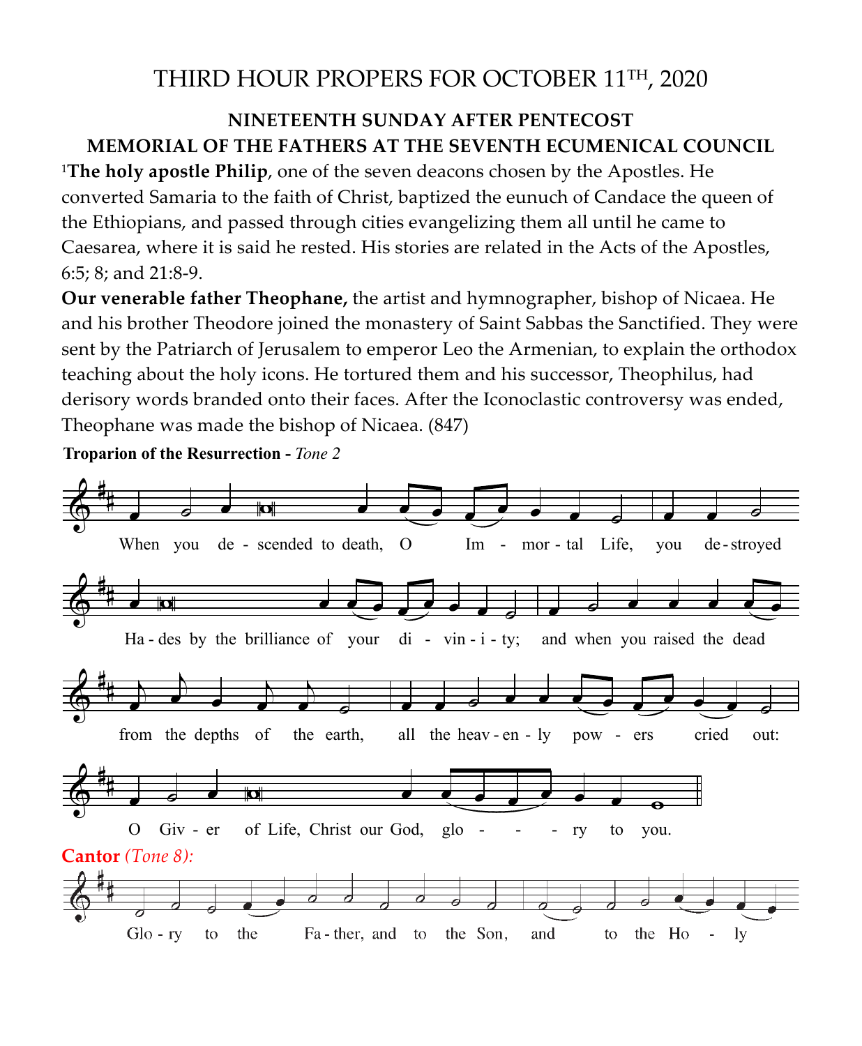# THIRD HOUR PROPERS FOR OCTOBER 11TH, 2020

**NINETEENTH SUNDAY AFTER PENTECOST**
**MEMORIAL OF THE FATHERS AT THE SEVENTH ECUMENICAL COUNCIL**

[1]**The holy apostle Philip**, one of the seven deacons chosen by the Apostles. He converted Samaria to the faith of Christ, baptized the eunuch of Candace the queen of the Ethiopians, and passed through cities evangelizing them all until he came to Caesarea, where it is said he rested. His stories are related in the Acts of the Apostles, 6:5; 8; and 21:8-9.

**Our venerable father Theophane,** the artist and hymnographer, bishop of Nicaea. He and his brother Theodore joined the monastery of Saint Sabbas the Sanctified. They were sent by the Patriarch of Jerusalem to emperor Leo the Armenian, to explain the orthodox teaching about the holy icons. He tortured them and his successor, Theophilus, had derisory words branded onto their faces. After the Iconoclastic controversy was ended, Theophane was made the bishop of Nicaea. (847)

**Troparion of the Resurrection -** *Tone 2*

When you descended to death, O Immortal Life, you destroyed Hades by the brilliance of your divinity; and when you raised the dead from the depths of the earth, all the heavenly powers cried out: O Giver of Life, Christ our God, glory to you.

**Cantor** *(Tone 8):*

Glory to the Father, and to the Son, and to the Holy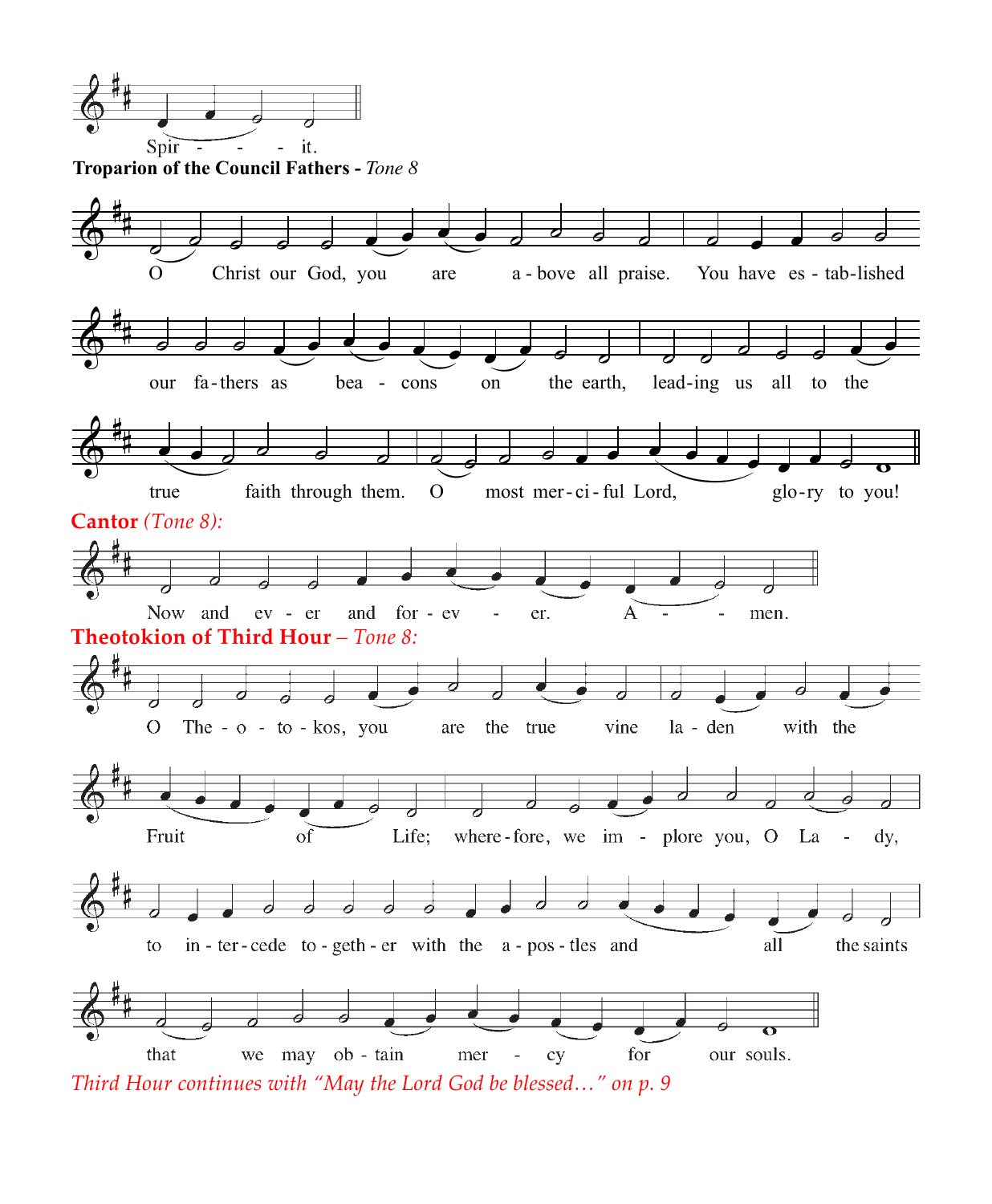Spirit.

**Troparion of the Council Fathers -** *Tone 8*

O Christ our God, you are above all praise. You have established our fathers as beacons on the earth, leading us all to the true faith through them. O most merciful Lord, glory to you!

**Cantor** *(Tone 8):*

Now and ever and forever. Amen.

**Theotokion of Third Hour** – *Tone 8:*

O Theotokos, you are the true vine laden with the Fruit of Life; wherefore, we implore you, O Lady, to intercede together with the apostles and all the saints that we may obtain mercy for our souls.

*Third Hour continues with "May the Lord God be blessed…" on p. 9*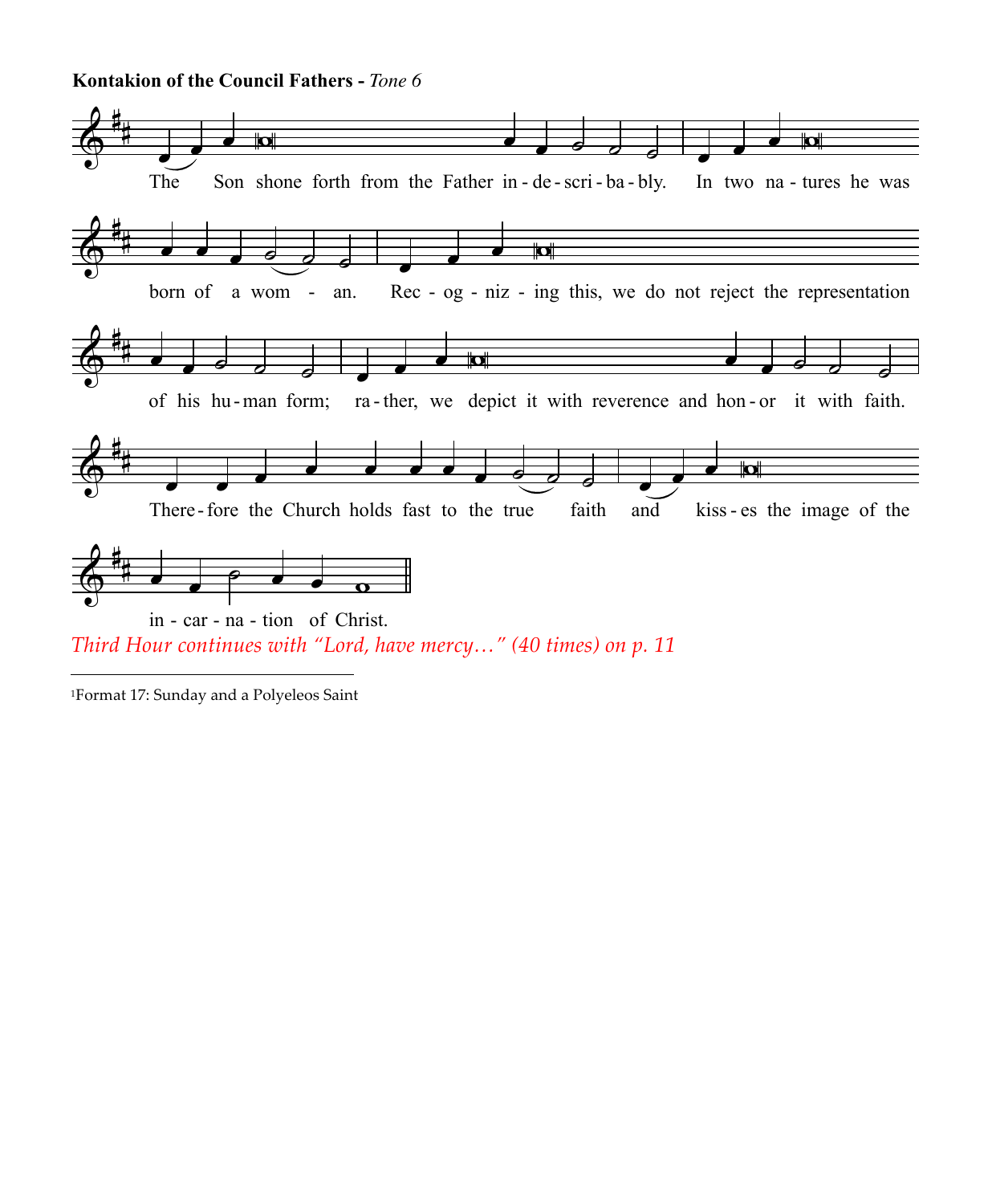**Kontakion of the Council Fathers -** *Tone 6*

The Son shone forth from the Father in-de-scri-ba-bly. In two na-tures he was born of a wom - an. Rec - og - niz - ing this, we do not reject the representation of his hu-man form; ra-ther, we depict it with reverence and hon-or it with faith. There-fore the Church holds fast to the true faith and kiss-es the image of the in - car - na - tion of Christ.

*Third Hour continues with "Lord, have mercy…" (40 times) on p. 11*

---

[1]Format 17: Sunday and a Polyeleos Saint